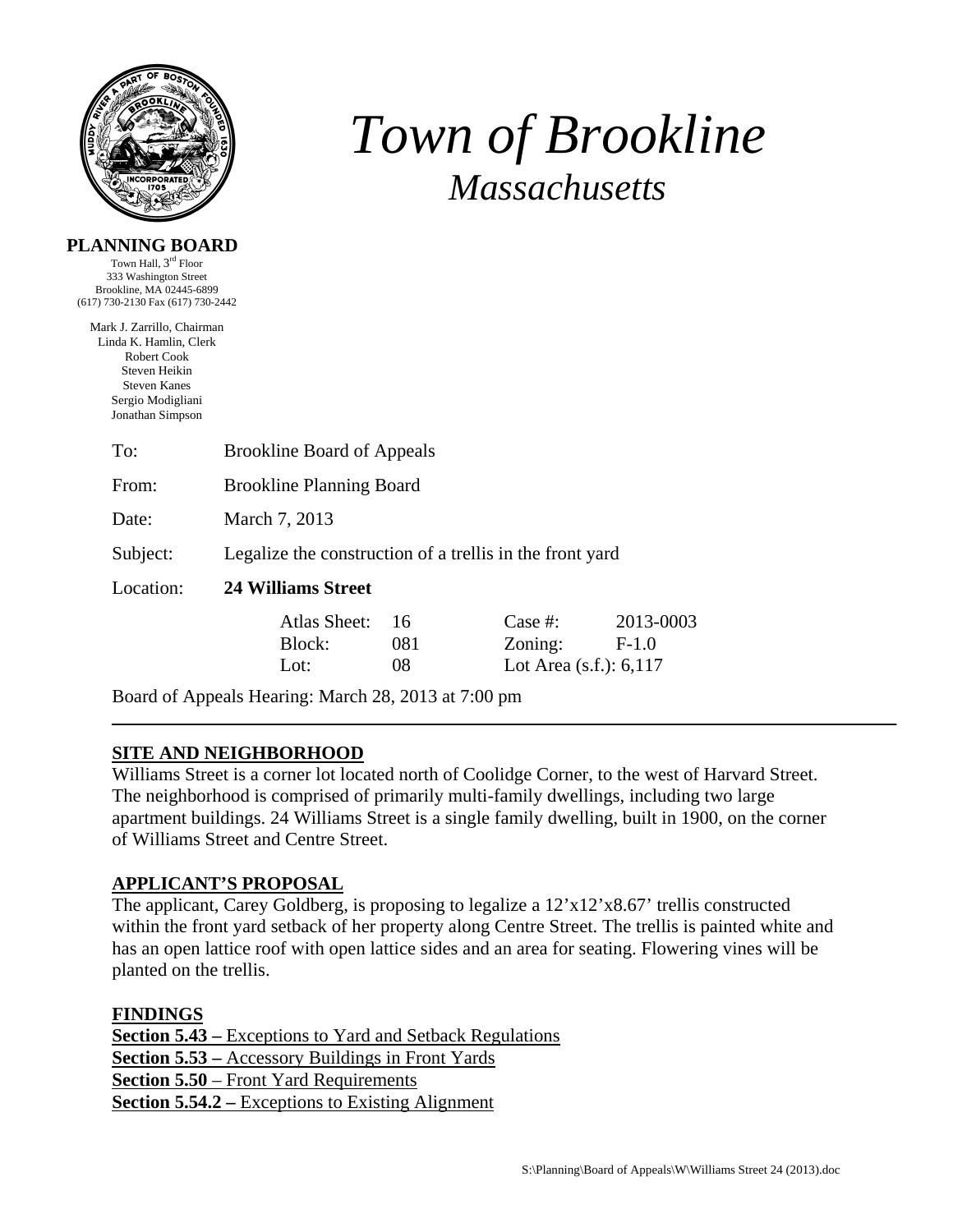# *Town of Brookline*
## *Massachusetts*

**PLANNING BOARD**
Town Hall, 3rd Floor
333 Washington Street
Brookline, MA 02445-6899
(617) 730-2130 Fax (617) 730-2442

Mark J. Zarrillo, Chairman
Linda K. Hamlin, Clerk
Robert Cook
Steven Heikin
Steven Kanes
Sergio Modigliani
Jonathan Simpson

To: Brookline Board of Appeals

From: Brookline Planning Board

Date: March 7, 2013

Subject: Legalize the construction of a trellis in the front yard

Location: **24 Williams Street**

| | | | |
|---|---|---|---|
| Atlas Sheet: | 16 | Case #: | 2013-0003 |
| Block: | 081 | Zoning: | F-1.0 |
| Lot: | 08 | Lot Area (s.f.): | 6,117 |

Board of Appeals Hearing: March 28, 2013 at 7:00 pm

---

**SITE AND NEIGHBORHOOD**

Williams Street is a corner lot located north of Coolidge Corner, to the west of Harvard Street. The neighborhood is comprised of primarily multi-family dwellings, including two large apartment buildings. 24 Williams Street is a single family dwelling, built in 1900, on the corner of Williams Street and Centre Street.

**APPLICANT'S PROPOSAL**

The applicant, Carey Goldberg, is proposing to legalize a 12'x12'x8.67' trellis constructed within the front yard setback of her property along Centre Street. The trellis is painted white and has an open lattice roof with open lattice sides and an area for seating. Flowering vines will be planted on the trellis.

**FINDINGS**

**Section 5.43 –** Exceptions to Yard and Setback Regulations
**Section 5.53 –** Accessory Buildings in Front Yards
**Section 5.50** – Front Yard Requirements
**Section 5.54.2 –** Exceptions to Existing Alignment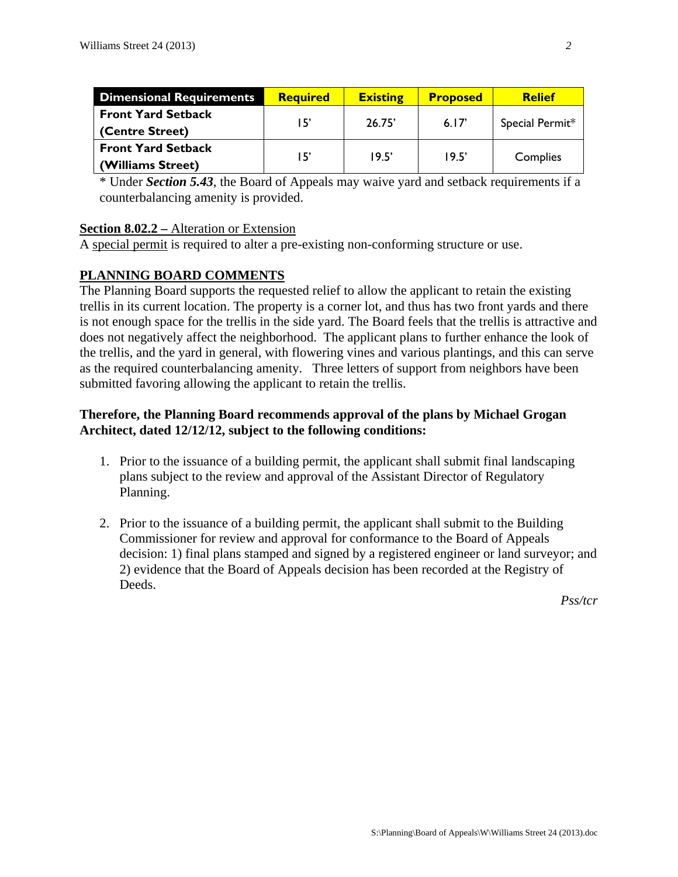| Dimensional Requirements | Required | Existing | Proposed | Relief |
|---|---|---|---|---|
| **Front Yard Setback (Centre Street)** | 15' | 26.75' | 6.17' | Special Permit* |
| **Front Yard Setback (Williams Street)** | 15' | 19.5' | 19.5' | Complies |

* Under ***Section 5.43***, the Board of Appeals may waive yard and setback requirements if a counterbalancing amenity is provided.

**Section 8.02.2 –** Alteration or Extension
A special permit is required to alter a pre-existing non-conforming structure or use.

## PLANNING BOARD COMMENTS

The Planning Board supports the requested relief to allow the applicant to retain the existing trellis in its current location. The property is a corner lot, and thus has two front yards and there is not enough space for the trellis in the side yard. The Board feels that the trellis is attractive and does not negatively affect the neighborhood. The applicant plans to further enhance the look of the trellis, and the yard in general, with flowering vines and various plantings, and this can serve as the required counterbalancing amenity. Three letters of support from neighbors have been submitted favoring allowing the applicant to retain the trellis.

**Therefore, the Planning Board recommends approval of the plans by Michael Grogan Architect, dated 12/12/12, subject to the following conditions:**

1. Prior to the issuance of a building permit, the applicant shall submit final landscaping plans subject to the review and approval of the Assistant Director of Regulatory Planning.

2. Prior to the issuance of a building permit, the applicant shall submit to the Building Commissioner for review and approval for conformance to the Board of Appeals decision: 1) final plans stamped and signed by a registered engineer or land surveyor; and 2) evidence that the Board of Appeals decision has been recorded at the Registry of Deeds.

*Pss/tcr*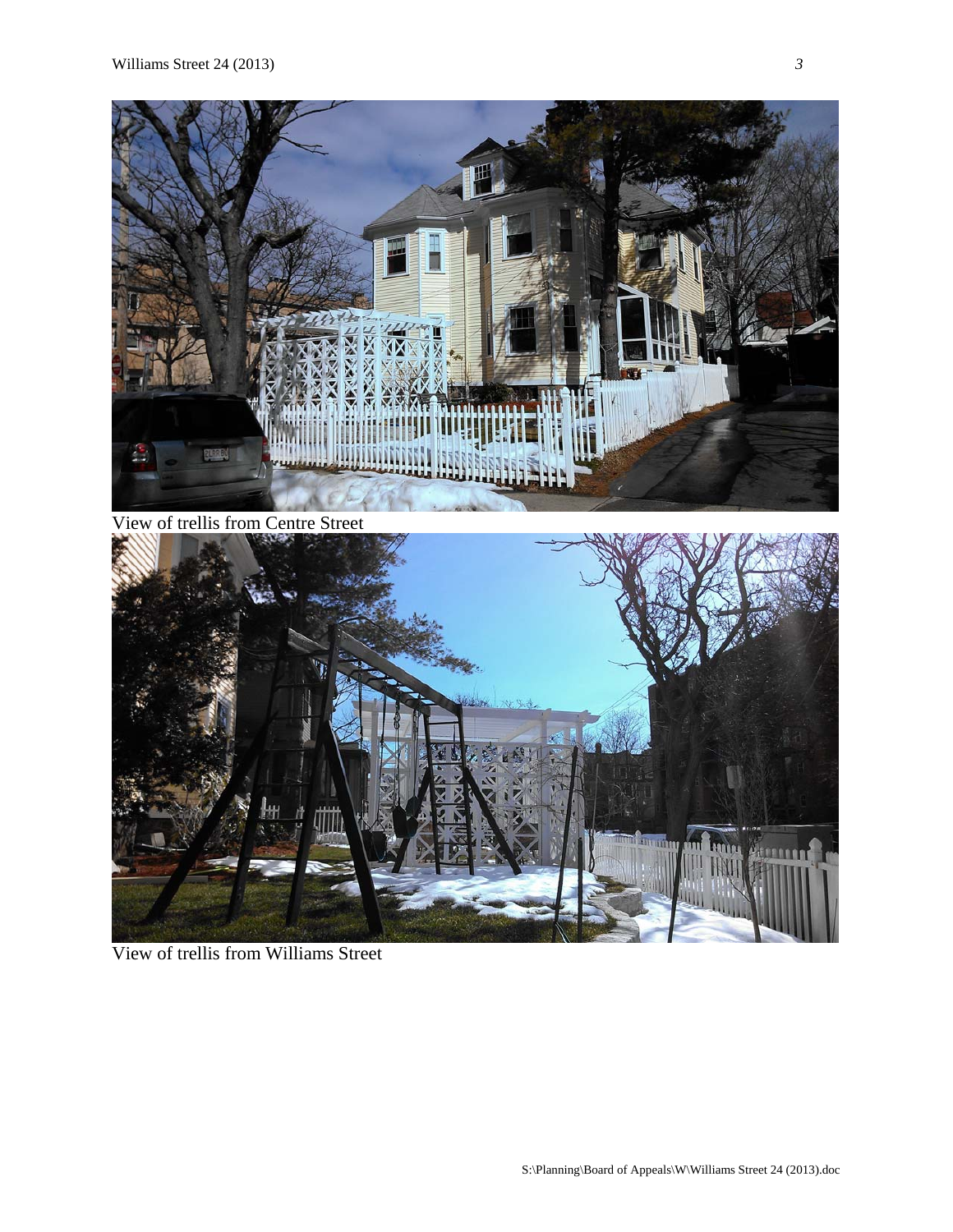View of trellis from Centre Street

View of trellis from Williams Street